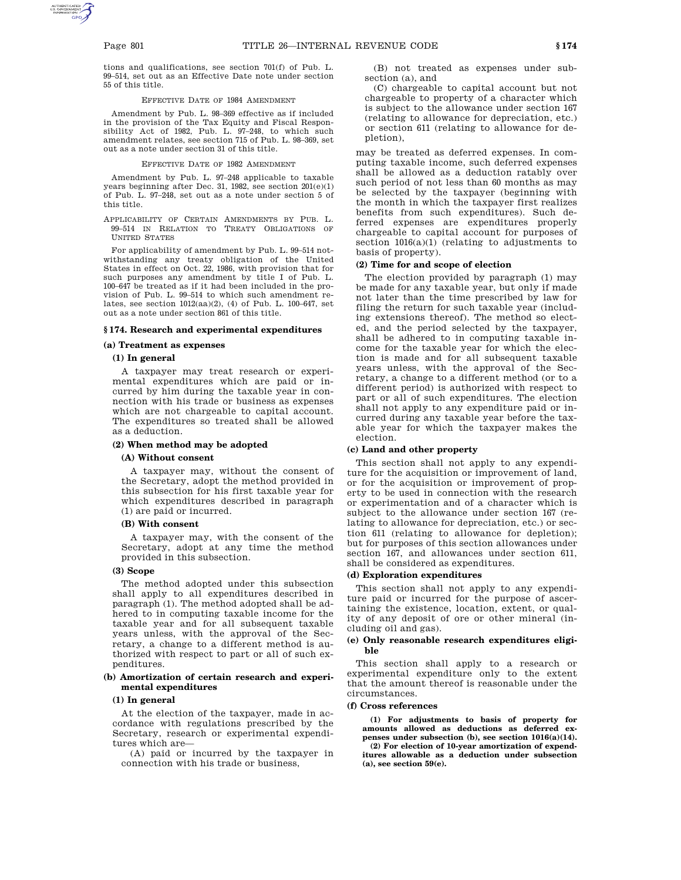tions and qualifications, see section 701(f) of Pub. L. 99–514, set out as an Effective Date note under section 55 of this title.

EFFECTIVE DATE OF 1984 AMENDMENT

Amendment by Pub. L. 98–369 effective as if included in the provision of the Tax Equity and Fiscal Responsibility Act of 1982, Pub. L. 97–248, to which such amendment relates, see section 715 of Pub. L. 98–369, set out as a note under section 31 of this title.

EFFECTIVE DATE OF 1982 AMENDMENT

Amendment by Pub. L. 97–248 applicable to taxable years beginning after Dec. 31, 1982, see section 201(e)(1) of Pub. L. 97–248, set out as a note under section 5 of this title.

APPLICABILITY OF CERTAIN AMENDMENTS BY PUB. L. 99–514 IN RELATION TO TREATY OBLIGATIONS OF UNITED STATES

For applicability of amendment by Pub. L. 99–514 notwithstanding any treaty obligation of the United States in effect on Oct. 22, 1986, with provision that for such purposes any amendment by title I of Pub. L. 100–647 be treated as if it had been included in the provision of Pub. L. 99–514 to which such amendment relates, see section 1012(aa)(2), (4) of Pub. L. 100–647, set out as a note under section 861 of this title.

## § 174. Research and experimental expenditures

### (a) Treatment as expenses

#### (1) In general

A taxpayer may treat research or experimental expenditures which are paid or incurred by him during the taxable year in connection with his trade or business as expenses which are not chargeable to capital account. The expenditures so treated shall be allowed as a deduction.

#### (2) When method may be adopted

##### (A) Without consent

A taxpayer may, without the consent of the Secretary, adopt the method provided in this subsection for his first taxable year for which expenditures described in paragraph (1) are paid or incurred.

##### (B) With consent

A taxpayer may, with the consent of the Secretary, adopt at any time the method provided in this subsection.

#### (3) Scope

The method adopted under this subsection shall apply to all expenditures described in paragraph (1). The method adopted shall be adhered to in computing taxable income for the taxable year and for all subsequent taxable years unless, with the approval of the Secretary, a change to a different method is authorized with respect to part or all of such expenditures.

### (b) Amortization of certain research and experimental expenditures

#### (1) In general

At the election of the taxpayer, made in accordance with regulations prescribed by the Secretary, research or experimental expenditures which are—

(A) paid or incurred by the taxpayer in connection with his trade or business,

(B) not treated as expenses under subsection (a), and

(C) chargeable to capital account but not chargeable to property of a character which is subject to the allowance under section 167 (relating to allowance for depreciation, etc.) or section 611 (relating to allowance for depletion),

may be treated as deferred expenses. In computing taxable income, such deferred expenses shall be allowed as a deduction ratably over such period of not less than 60 months as may be selected by the taxpayer (beginning with the month in which the taxpayer first realizes benefits from such expenditures). Such deferred expenses are expenditures properly chargeable to capital account for purposes of section 1016(a)(1) (relating to adjustments to basis of property).

#### (2) Time for and scope of election

The election provided by paragraph (1) may be made for any taxable year, but only if made not later than the time prescribed by law for filing the return for such taxable year (including extensions thereof). The method so elected, and the period selected by the taxpayer, shall be adhered to in computing taxable income for the taxable year for which the election is made and for all subsequent taxable years unless, with the approval of the Secretary, a change to a different method (or to a different period) is authorized with respect to part or all of such expenditures. The election shall not apply to any expenditure paid or incurred during any taxable year before the taxable year for which the taxpayer makes the election.

### (c) Land and other property

This section shall not apply to any expenditure for the acquisition or improvement of land, or for the acquisition or improvement of property to be used in connection with the research or experimentation and of a character which is subject to the allowance under section 167 (relating to allowance for depreciation, etc.) or section 611 (relating to allowance for depletion); but for purposes of this section allowances under section 167, and allowances under section 611, shall be considered as expenditures.

### (d) Exploration expenditures

This section shall not apply to any expenditure paid or incurred for the purpose of ascertaining the existence, location, extent, or quality of any deposit of ore or other mineral (including oil and gas).

### (e) Only reasonable research expenditures eligible

This section shall apply to a research or experimental expenditure only to the extent that the amount thereof is reasonable under the circumstances.

### (f) Cross references

**(1) For adjustments to basis of property for amounts allowed as deductions as deferred expenses under subsection (b), see section 1016(a)(14).**

**(2) For election of 10-year amortization of expenditures allowable as a deduction under subsection (a), see section 59(e).**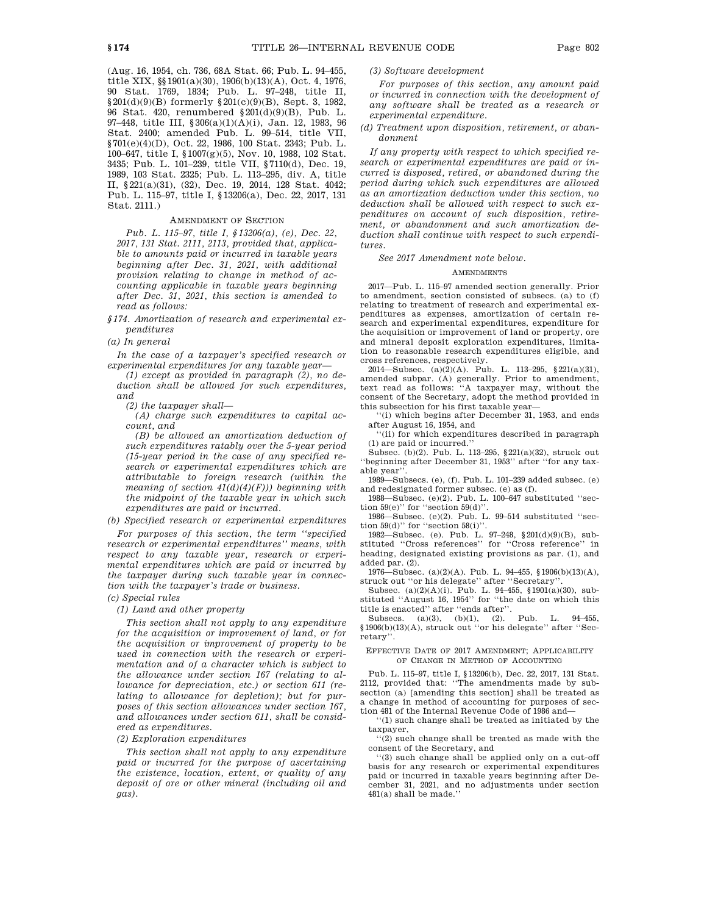(Aug. 16, 1954, ch. 736, 68A Stat. 66; Pub. L. 94–455, title XIX, §§1901(a)(30), 1906(b)(13)(A), Oct. 4, 1976, 90 Stat. 1769, 1834; Pub. L. 97–248, title II, §201(d)(9)(B) formerly §201(c)(9)(B), Sept. 3, 1982, 96 Stat. 420, renumbered §201(d)(9)(B), Pub. L. 97–448, title III, §306(a)(1)(A)(i), Jan. 12, 1983, 96 Stat. 2400; amended Pub. L. 99–514, title VII, §701(e)(4)(D), Oct. 22, 1986, 100 Stat. 2343; Pub. L. 100–647, title I, §1007(g)(5), Nov. 10, 1988, 102 Stat. 3435; Pub. L. 101–239, title VII, §7110(d), Dec. 19, 1989, 103 Stat. 2325; Pub. L. 113–295, div. A, title II, §221(a)(31), (32), Dec. 19, 2014, 128 Stat. 4042; Pub. L. 115–97, title I, §13206(a), Dec. 22, 2017, 131 Stat. 2111.)

## AMENDMENT OF SECTION

*Pub. L. 115–97, title I, §13206(a), (e), Dec. 22, 2017, 131 Stat. 2111, 2113, provided that, applicable to amounts paid or incurred in taxable years beginning after Dec. 31, 2021, with additional provision relating to change in method of accounting applicable in taxable years beginning after Dec. 31, 2021, this section is amended to read as follows:*

*§174. Amortization of research and experimental expenditures*

*(a) In general*

*In the case of a taxpayer's specified research or experimental expenditures for any taxable year—*

*(1) except as provided in paragraph (2), no deduction shall be allowed for such expenditures, and*

*(2) the taxpayer shall—*

*(A) charge such expenditures to capital account, and*

*(B) be allowed an amortization deduction of such expenditures ratably over the 5-year period (15-year period in the case of any specified research or experimental expenditures which are attributable to foreign research (within the meaning of section 41(d)(4)(F))) beginning with the midpoint of the taxable year in which such expenditures are paid or incurred.*

*(b) Specified research or experimental expenditures*

*For purposes of this section, the term ''specified research or experimental expenditures'' means, with respect to any taxable year, research or experimental expenditures which are paid or incurred by the taxpayer during such taxable year in connection with the taxpayer's trade or business.*

*(c) Special rules*

*(1) Land and other property*

*This section shall not apply to any expenditure for the acquisition or improvement of land, or for the acquisition or improvement of property to be used in connection with the research or experimentation and of a character which is subject to the allowance under section 167 (relating to allowance for depreciation, etc.) or section 611 (relating to allowance for depletion); but for purposes of this section allowances under section 167, and allowances under section 611, shall be considered as expenditures.*

*(2) Exploration expenditures*

*This section shall not apply to any expenditure paid or incurred for the purpose of ascertaining the existence, location, extent, or quality of any deposit of ore or other mineral (including oil and gas).*

*(3) Software development*

*For purposes of this section, any amount paid or incurred in connection with the development of any software shall be treated as a research or experimental expenditure.*

*(d) Treatment upon disposition, retirement, or abandonment*

*If any property with respect to which specified research or experimental expenditures are paid or incurred is disposed, retired, or abandoned during the period during which such expenditures are allowed as an amortization deduction under this section, no deduction shall be allowed with respect to such expenditures on account of such disposition, retirement, or abandonment and such amortization deduction shall continue with respect to such expenditures.*

*See 2017 Amendment note below.*

## AMENDMENTS

2017—Pub. L. 115–97 amended section generally. Prior to amendment, section consisted of subsecs. (a) to (f) relating to treatment of research and experimental expenditures as expenses, amortization of certain research and experimental expenditures, expenditure for the acquisition or improvement of land or property, ore and mineral deposit exploration expenditures, limitation to reasonable research expenditures eligible, and cross references, respectively.

2014—Subsec. (a)(2)(A). Pub. L. 113–295, §221(a)(31), amended subpar. (A) generally. Prior to amendment, text read as follows: ''A taxpayer may, without the consent of the Secretary, adopt the method provided in this subsection for his first taxable year—

''(i) which begins after December 31, 1953, and ends after August 16, 1954, and

''(ii) for which expenditures described in paragraph (1) are paid or incurred.''

Subsec. (b)(2). Pub. L. 113–295, §221(a)(32), struck out ''beginning after December 31, 1953'' after ''for any taxable year''.

1989—Subsecs. (e), (f). Pub. L. 101–239 added subsec. (e) and redesignated former subsec. (e) as (f).

1988—Subsec. (e)(2). Pub. L. 100–647 substituted ''section 59(e)'' for ''section 59(d)''.

1986—Subsec. (e)(2). Pub. L. 99–514 substituted ''section 59(d)'' for ''section 58(i)''.

1982—Subsec. (e). Pub. L. 97–248, §201(d)(9)(B), substituted ''Cross references'' for ''Cross reference'' in heading, designated existing provisions as par. (1), and added par. (2).

1976—Subsec. (a)(2)(A). Pub. L. 94–455, §1906(b)(13)(A), struck out ''or his delegate'' after ''Secretary''.

Subsec. (a)(2)(A)(i). Pub. L. 94–455, §1901(a)(30), substituted ''August 16, 1954'' for ''the date on which this title is enacted'' after ''ends after''.

Subsecs. (a)(3), (b)(1), (2). Pub. L. 94–455, §1906(b)(13)(A), struck out ''or his delegate'' after ''Secretary''.

## EFFECTIVE DATE OF 2017 AMENDMENT; APPLICABILITY OF CHANGE IN METHOD OF ACCOUNTING

Pub. L. 115–97, title I, §13206(b), Dec. 22, 2017, 131 Stat. 2112, provided that: ''The amendments made by subsection (a) [amending this section] shall be treated as a change in method of accounting for purposes of section 481 of the Internal Revenue Code of 1986 and—

''(1) such change shall be treated as initiated by the taxpayer,

''(2) such change shall be treated as made with the consent of the Secretary, and

''(3) such change shall be applied only on a cut-off basis for any research or experimental expenditures paid or incurred in taxable years beginning after December 31, 2021, and no adjustments under section 481(a) shall be made.''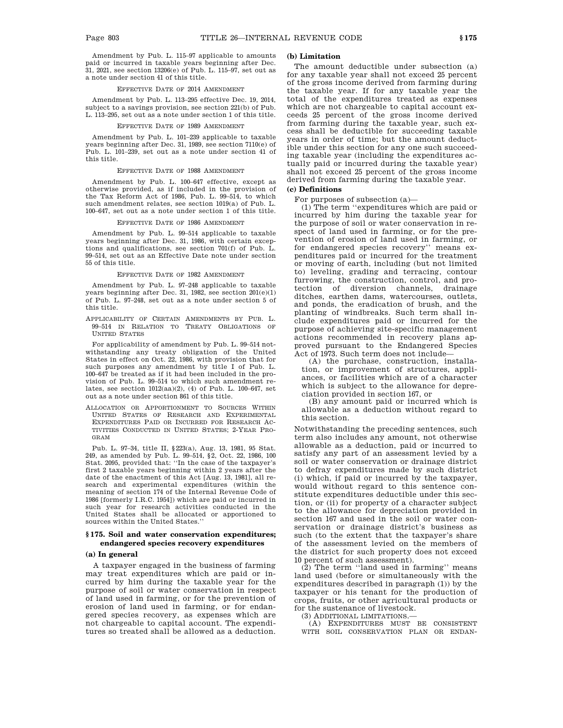Amendment by Pub. L. 115–97 applicable to amounts paid or incurred in taxable years beginning after Dec. 31, 2021, see section 13206(e) of Pub. L. 115–97, set out as a note under section 41 of this title.

EFFECTIVE DATE OF 2014 AMENDMENT

Amendment by Pub. L. 113–295 effective Dec. 19, 2014, subject to a savings provision, see section 221(b) of Pub. L. 113–295, set out as a note under section 1 of this title.

EFFECTIVE DATE OF 1989 AMENDMENT

Amendment by Pub. L. 101–239 applicable to taxable years beginning after Dec. 31, 1989, see section 7110(e) of Pub. L. 101–239, set out as a note under section 41 of this title.

EFFECTIVE DATE OF 1988 AMENDMENT

Amendment by Pub. L. 100–647 effective, except as otherwise provided, as if included in the provision of the Tax Reform Act of 1986, Pub. L. 99–514, to which such amendment relates, see section 1019(a) of Pub. L. 100–647, set out as a note under section 1 of this title.

EFFECTIVE DATE OF 1986 AMENDMENT

Amendment by Pub. L. 99–514 applicable to taxable years beginning after Dec. 31, 1986, with certain exceptions and qualifications, see section 701(f) of Pub. L. 99–514, set out as an Effective Date note under section 55 of this title.

EFFECTIVE DATE OF 1982 AMENDMENT

Amendment by Pub. L. 97–248 applicable to taxable years beginning after Dec. 31, 1982, see section 201(e)(1) of Pub. L. 97–248, set out as a note under section 5 of this title.

APPLICABILITY OF CERTAIN AMENDMENTS BY PUB. L. 99–514 IN RELATION TO TREATY OBLIGATIONS OF UNITED STATES

For applicability of amendment by Pub. L. 99–514 notwithstanding any treaty obligation of the United States in effect on Oct. 22, 1986, with provision that for such purposes any amendment by title I of Pub. L. 100–647 be treated as if it had been included in the provision of Pub. L. 99–514 to which such amendment relates, see section 1012(aa)(2), (4) of Pub. L. 100–647, set out as a note under section 861 of this title.

ALLOCATION OR APPORTIONMENT TO SOURCES WITHIN UNITED STATES OF RESEARCH AND EXPERIMENTAL EXPENDITURES PAID OR INCURRED FOR RESEARCH ACTIVITIES CONDUCTED IN UNITED STATES; 2-YEAR PROGRAM

Pub. L. 97–34, title II, §223(a), Aug. 13, 1981, 95 Stat. 249, as amended by Pub. L. 99–514, §2, Oct. 22, 1986, 100 Stat. 2095, provided that: ''In the case of the taxpayer's first 2 taxable years beginning within 2 years after the date of the enactment of this Act [Aug. 13, 1981], all research and experimental expenditures (within the meaning of section 174 of the Internal Revenue Code of 1986 [formerly I.R.C. 1954]) which are paid or incurred in such year for research activities conducted in the United States shall be allocated or apportioned to sources within the United States.''

## §175. Soil and water conservation expenditures; endangered species recovery expenditures

### (a) In general

A taxpayer engaged in the business of farming may treat expenditures which are paid or incurred by him during the taxable year for the purpose of soil or water conservation in respect of land used in farming, or for the prevention of erosion of land used in farming, or for endangered species recovery, as expenses which are not chargeable to capital account. The expenditures so treated shall be allowed as a deduction.

### (b) Limitation

The amount deductible under subsection (a) for any taxable year shall not exceed 25 percent of the gross income derived from farming during the taxable year. If for any taxable year the total of the expenditures treated as expenses which are not chargeable to capital account exceeds 25 percent of the gross income derived from farming during the taxable year, such excess shall be deductible for succeeding taxable years in order of time; but the amount deductible under this section for any one such succeeding taxable year (including the expenditures actually paid or incurred during the taxable year) shall not exceed 25 percent of the gross income derived from farming during the taxable year.

### (c) Definitions

For purposes of subsection (a)—

(1) The term ''expenditures which are paid or incurred by him during the taxable year for the purpose of soil or water conservation in respect of land used in farming, or for the prevention of erosion of land used in farming, or for endangered species recovery'' means expenditures paid or incurred for the treatment or moving of earth, including (but not limited to) leveling, grading and terracing, contour furrowing, the construction, control, and protection of diversion channels, drainage ditches, earthen dams, watercourses, outlets, and ponds, the eradication of brush, and the planting of windbreaks. Such term shall include expenditures paid or incurred for the purpose of achieving site-specific management actions recommended in recovery plans approved pursuant to the Endangered Species Act of 1973. Such term does not include—

(A) the purchase, construction, installation, or improvement of structures, appliances, or facilities which are of a character which is subject to the allowance for depreciation provided in section 167, or

(B) any amount paid or incurred which is allowable as a deduction without regard to this section.

Notwithstanding the preceding sentences, such term also includes any amount, not otherwise allowable as a deduction, paid or incurred to satisfy any part of an assessment levied by a soil or water conservation or drainage district to defray expenditures made by such district (i) which, if paid or incurred by the taxpayer, would without regard to this sentence constitute expenditures deductible under this section, or (ii) for property of a character subject to the allowance for depreciation provided in section 167 and used in the soil or water conservation or drainage district's business as such (to the extent that the taxpayer's share of the assessment levied on the members of the district for such property does not exceed 10 percent of such assessment).

(2) The term ''land used in farming'' means land used (before or simultaneously with the expenditures described in paragraph (1)) by the taxpayer or his tenant for the production of crops, fruits, or other agricultural products or for the sustenance of livestock.

(3) ADDITIONAL LIMITATIONS.—

(A) EXPENDITURES MUST BE CONSISTENT WITH SOIL CONSERVATION PLAN OR ENDAN-